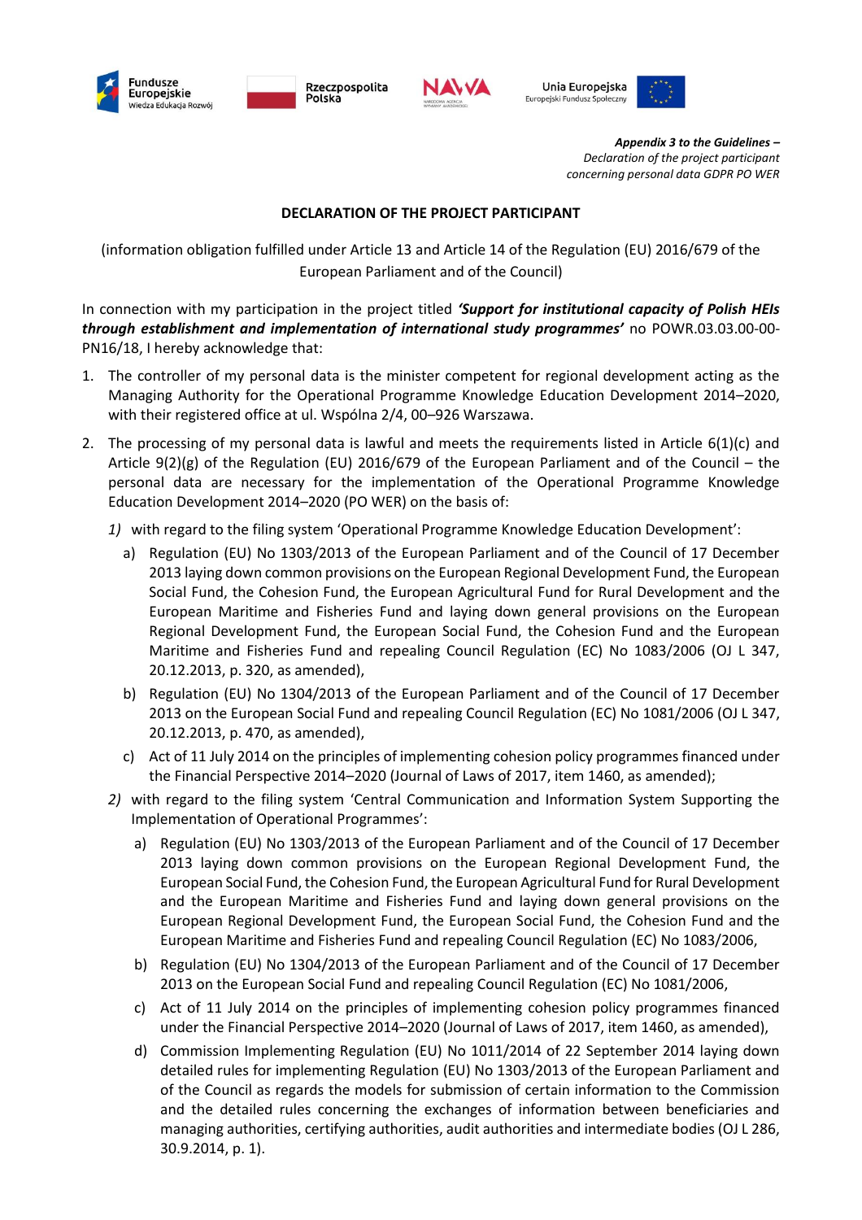Fundusze Europejskie Wiedza Edukacja Rozwój | Rzeczpospolita Polska | NAWA | Unia Europejska Europejski Fundusz Społeczny

***Appendix 3 to the Guidelines –***
*Declaration of the project participant*
*concerning personal data GDPR PO WER*

**DECLARATION OF THE PROJECT PARTICIPANT**

(information obligation fulfilled under Article 13 and Article 14 of the Regulation (EU) 2016/679 of the European Parliament and of the Council)

In connection with my participation in the project titled ***'Support for institutional capacity of Polish HEIs through establishment and implementation of international study programmes'*** no POWR.03.03.00-00-PN16/18, I hereby acknowledge that:

1. The controller of my personal data is the minister competent for regional development acting as the Managing Authority for the Operational Programme Knowledge Education Development 2014–2020, with their registered office at ul. Wspólna 2/4, 00–926 Warszawa.
2. The processing of my personal data is lawful and meets the requirements listed in Article 6(1)(c) and Article 9(2)(g) of the Regulation (EU) 2016/679 of the European Parliament and of the Council – the personal data are necessary for the implementation of the Operational Programme Knowledge Education Development 2014–2020 (PO WER) on the basis of:
   *1)* with regard to the filing system 'Operational Programme Knowledge Education Development':
      a) Regulation (EU) No 1303/2013 of the European Parliament and of the Council of 17 December 2013 laying down common provisions on the European Regional Development Fund, the European Social Fund, the Cohesion Fund, the European Agricultural Fund for Rural Development and the European Maritime and Fisheries Fund and laying down general provisions on the European Regional Development Fund, the European Social Fund, the Cohesion Fund and the European Maritime and Fisheries Fund and repealing Council Regulation (EC) No 1083/2006 (OJ L 347, 20.12.2013, p. 320, as amended),
      b) Regulation (EU) No 1304/2013 of the European Parliament and of the Council of 17 December 2013 on the European Social Fund and repealing Council Regulation (EC) No 1081/2006 (OJ L 347, 20.12.2013, p. 470, as amended),
      c) Act of 11 July 2014 on the principles of implementing cohesion policy programmes financed under the Financial Perspective 2014–2020 (Journal of Laws of 2017, item 1460, as amended);

   *2)* with regard to the filing system 'Central Communication and Information System Supporting the Implementation of Operational Programmes':
      a) Regulation (EU) No 1303/2013 of the European Parliament and of the Council of 17 December 2013 laying down common provisions on the European Regional Development Fund, the European Social Fund, the Cohesion Fund, the European Agricultural Fund for Rural Development and the European Maritime and Fisheries Fund and laying down general provisions on the European Regional Development Fund, the European Social Fund, the Cohesion Fund and the European Maritime and Fisheries Fund and repealing Council Regulation (EC) No 1083/2006,
      b) Regulation (EU) No 1304/2013 of the European Parliament and of the Council of 17 December 2013 on the European Social Fund and repealing Council Regulation (EC) No 1081/2006,
      c) Act of 11 July 2014 on the principles of implementing cohesion policy programmes financed under the Financial Perspective 2014–2020 (Journal of Laws of 2017, item 1460, as amended),
      d) Commission Implementing Regulation (EU) No 1011/2014 of 22 September 2014 laying down detailed rules for implementing Regulation (EU) No 1303/2013 of the European Parliament and of the Council as regards the models for submission of certain information to the Commission and the detailed rules concerning the exchanges of information between beneficiaries and managing authorities, certifying authorities, audit authorities and intermediate bodies (OJ L 286, 30.9.2014, p. 1).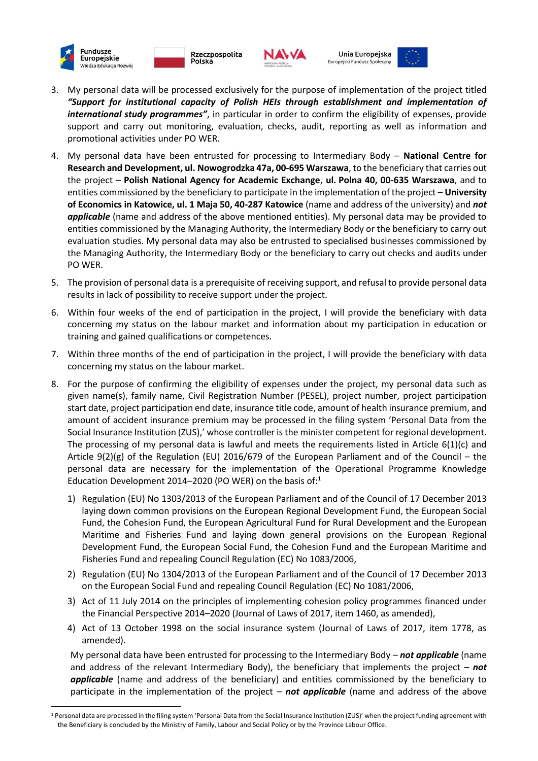3. My personal data will be processed exclusively for the purpose of implementation of the project titled ***"Support for institutional capacity of Polish HEIs through establishment and implementation of international study programmes"***, in particular in order to confirm the eligibility of expenses, provide support and carry out monitoring, evaluation, checks, audit, reporting as well as information and promotional activities under PO WER.

4. My personal data have been entrusted for processing to Intermediary Body – **National Centre for Research and Development, ul. Nowogrodzka 47a, 00-695 Warszawa**, to the beneficiary that carries out the project – **Polish National Agency for Academic Exchange**, **ul. Polna 40, 00-635 Warszawa**, and to entities commissioned by the beneficiary to participate in the implementation of the project – **University of Economics in Katowice, ul. 1 Maja 50, 40-287 Katowice** (name and address of the university) and ***not applicable*** (name and address of the above mentioned entities). My personal data may be provided to entities commissioned by the Managing Authority, the Intermediary Body or the beneficiary to carry out evaluation studies. My personal data may also be entrusted to specialised businesses commissioned by the Managing Authority, the Intermediary Body or the beneficiary to carry out checks and audits under PO WER.

5. The provision of personal data is a prerequisite of receiving support, and refusal to provide personal data results in lack of possibility to receive support under the project.

6. Within four weeks of the end of participation in the project, I will provide the beneficiary with data concerning my status on the labour market and information about my participation in education or training and gained qualifications or competences.

7. Within three months of the end of participation in the project, I will provide the beneficiary with data concerning my status on the labour market.

8. For the purpose of confirming the eligibility of expenses under the project, my personal data such as given name(s), family name, Civil Registration Number (PESEL), project number, project participation start date, project participation end date, insurance title code, amount of health insurance premium, and amount of accident insurance premium may be processed in the filing system 'Personal Data from the Social Insurance Institution (ZUS),' whose controller is the minister competent for regional development. The processing of my personal data is lawful and meets the requirements listed in Article 6(1)(c) and Article 9(2)(g) of the Regulation (EU) 2016/679 of the European Parliament and of the Council – the personal data are necessary for the implementation of the Operational Programme Knowledge Education Development 2014–2020 (PO WER) on the basis of:[1]

   1) Regulation (EU) No 1303/2013 of the European Parliament and of the Council of 17 December 2013 laying down common provisions on the European Regional Development Fund, the European Social Fund, the Cohesion Fund, the European Agricultural Fund for Rural Development and the European Maritime and Fisheries Fund and laying down general provisions on the European Regional Development Fund, the European Social Fund, the Cohesion Fund and the European Maritime and Fisheries Fund and repealing Council Regulation (EC) No 1083/2006,
   2) Regulation (EU) No 1304/2013 of the European Parliament and of the Council of 17 December 2013 on the European Social Fund and repealing Council Regulation (EC) No 1081/2006,
   3) Act of 11 July 2014 on the principles of implementing cohesion policy programmes financed under the Financial Perspective 2014–2020 (Journal of Laws of 2017, item 1460, as amended),
   4) Act of 13 October 1998 on the social insurance system (Journal of Laws of 2017, item 1778, as amended).

   My personal data have been entrusted for processing to the Intermediary Body – ***not applicable*** (name and address of the relevant Intermediary Body), the beneficiary that implements the project – ***not applicable*** (name and address of the beneficiary) and entities commissioned by the beneficiary to participate in the implementation of the project – ***not applicable*** (name and address of the above

[1] Personal data are processed in the filing system 'Personal Data from the Social Insurance Institution (ZUS)' when the project funding agreement with the Beneficiary is concluded by the Ministry of Family, Labour and Social Policy or by the Province Labour Office.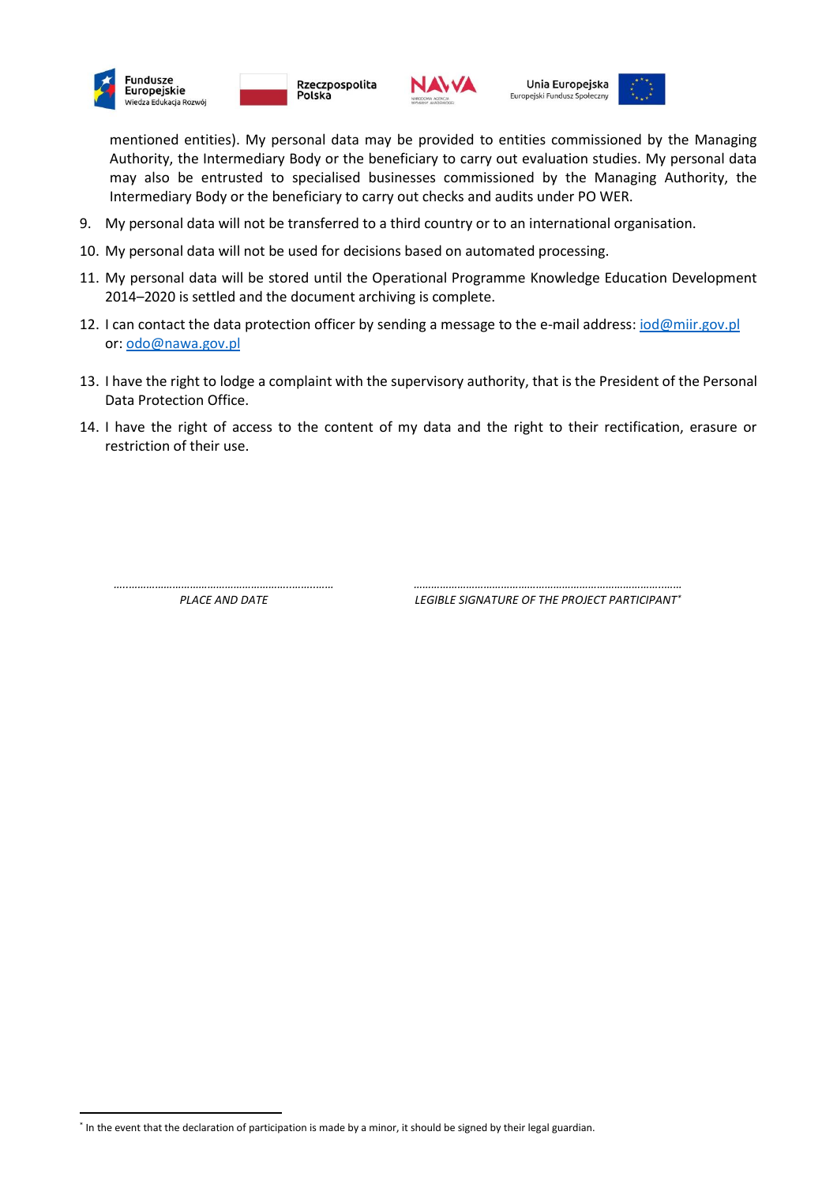mentioned entities). My personal data may be provided to entities commissioned by the Managing Authority, the Intermediary Body or the beneficiary to carry out evaluation studies. My personal data may also be entrusted to specialised businesses commissioned by the Managing Authority, the Intermediary Body or the beneficiary to carry out checks and audits under PO WER.

9. My personal data will not be transferred to a third country or to an international organisation.
10. My personal data will not be used for decisions based on automated processing.
11. My personal data will be stored until the Operational Programme Knowledge Education Development 2014–2020 is settled and the document archiving is complete.
12. I can contact the data protection officer by sending a message to the e-mail address: iod@miir.gov.pl or: odo@nawa.gov.pl
13. I have the right to lodge a complaint with the supervisory authority, that is the President of the Personal Data Protection Office.
14. I have the right of access to the content of my data and the right to their rectification, erasure or restriction of their use.

| | |
|---|---|
| ………………………………………………………… | ………………………………………………………………… |
| *PLACE AND DATE* | *LEGIBLE SIGNATURE OF THE PROJECT PARTICIPANT*[*] |

[*] In the event that the declaration of participation is made by a minor, it should be signed by their legal guardian.